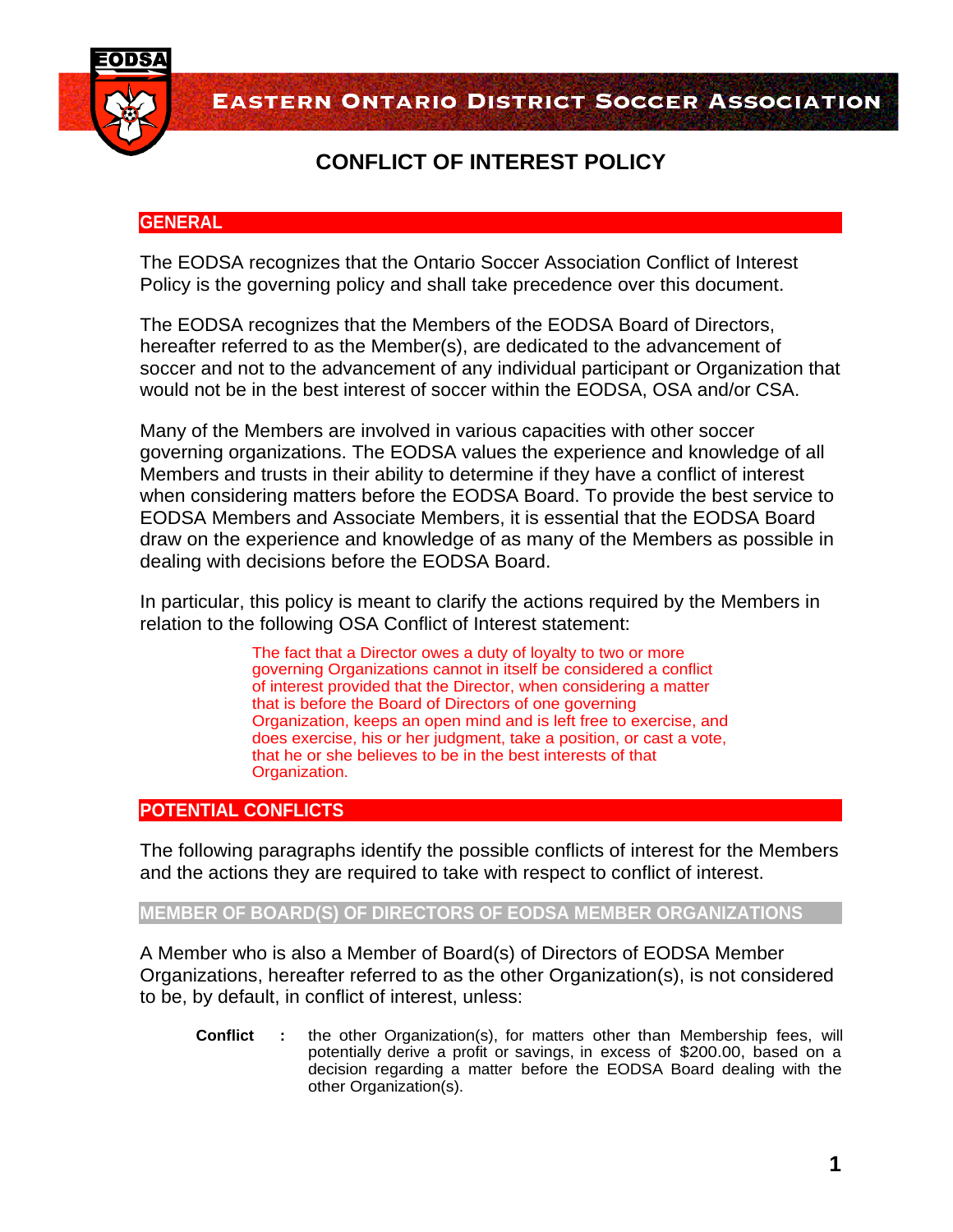# EASTERN ONTARIO DISTRICT SOCCER ASSOCIATION

## CONFLICT OF INTEREST POLICY

### GENERAL

The EODSA recognizes that the Ontario Soccer Association Conflict of Interest Policy is the governing policy and shall take precedence over this document.

The EODSA recognizes that the Members of the EODSA Board of Directors, hereafter referred to as the Member(s), are dedicated to the advancement of soccer and not to the advancement of any individual participant or Organization that would not be in the best interest of soccer within the EODSA, OSA and/or CSA.

Many of the Members are involved in various capacities with other soccer governing organizations. The EODSA values the experience and knowledge of all Members and trusts in their ability to determine if they have a conflict of interest when considering matters before the EODSA Board. To provide the best service to EODSA Members and Associate Members, it is essential that the EODSA Board draw on the experience and knowledge of as many of the Members as possible in dealing with decisions before the EODSA Board.

In particular, this policy is meant to clarify the actions required by the Members in relation to the following OSA Conflict of Interest statement:

> The fact that a Director owes a duty of loyalty to two or more governing Organizations cannot in itself be considered a conflict of interest provided that the Director, when considering a matter that is before the Board of Directors of one governing Organization, keeps an open mind and is left free to exercise, and does exercise, his or her judgment, take a position, or cast a vote, that he or she believes to be in the best interests of that Organization.

### POTENTIAL CONFLICTS

The following paragraphs identify the possible conflicts of interest for the Members and the actions they are required to take with respect to conflict of interest.

#### MEMBER OF BOARD(S) OF DIRECTORS OF EODSA MEMBER ORGANIZATIONS

A Member who is also a Member of Board(s) of Directors of EODSA Member Organizations, hereafter referred to as the other Organization(s), is not considered to be, by default, in conflict of interest, unless:

**Conflict :** the other Organization(s), for matters other than Membership fees, will potentially derive a profit or savings, in excess of $200.00, based on a decision regarding a matter before the EODSA Board dealing with the other Organization(s).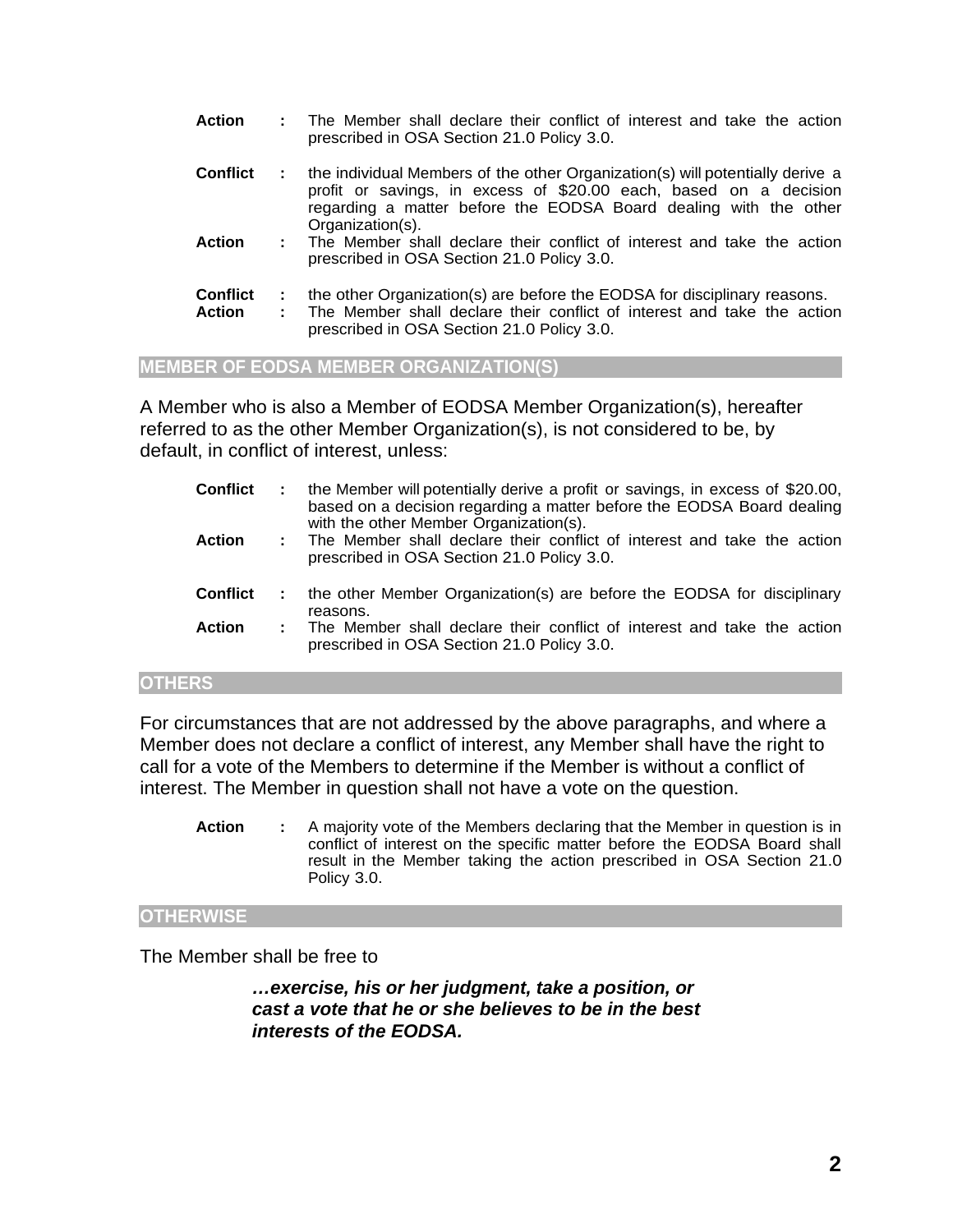**Action** : The Member shall declare their conflict of interest and take the action prescribed in OSA Section 21.0 Policy 3.0.

**Conflict** : the individual Members of the other Organization(s) will potentially derive a profit or savings, in excess of $20.00 each, based on a decision regarding a matter before the EODSA Board dealing with the other Organization(s).

**Action** : The Member shall declare their conflict of interest and take the action prescribed in OSA Section 21.0 Policy 3.0.

**Conflict** : the other Organization(s) are before the EODSA for disciplinary reasons.

**Action** : The Member shall declare their conflict of interest and take the action prescribed in OSA Section 21.0 Policy 3.0.

## MEMBER OF EODSA MEMBER ORGANIZATION(S)

A Member who is also a Member of EODSA Member Organization(s), hereafter referred to as the other Member Organization(s), is not considered to be, by default, in conflict of interest, unless:

**Conflict** : the Member will potentially derive a profit or savings, in excess of $20.00, based on a decision regarding a matter before the EODSA Board dealing with the other Member Organization(s).

**Action** : The Member shall declare their conflict of interest and take the action prescribed in OSA Section 21.0 Policy 3.0.

**Conflict** : the other Member Organization(s) are before the EODSA for disciplinary reasons.

**Action** : The Member shall declare their conflict of interest and take the action prescribed in OSA Section 21.0 Policy 3.0.

## OTHERS

For circumstances that are not addressed by the above paragraphs, and where a Member does not declare a conflict of interest, any Member shall have the right to call for a vote of the Members to determine if the Member is without a conflict of interest. The Member in question shall not have a vote on the question.

**Action** : A majority vote of the Members declaring that the Member in question is in conflict of interest on the specific matter before the EODSA Board shall result in the Member taking the action prescribed in OSA Section 21.0 Policy 3.0.

## OTHERWISE

The Member shall be free to

> ***…exercise, his or her judgment, take a position, or cast a vote that he or she believes to be in the best interests of the EODSA.***